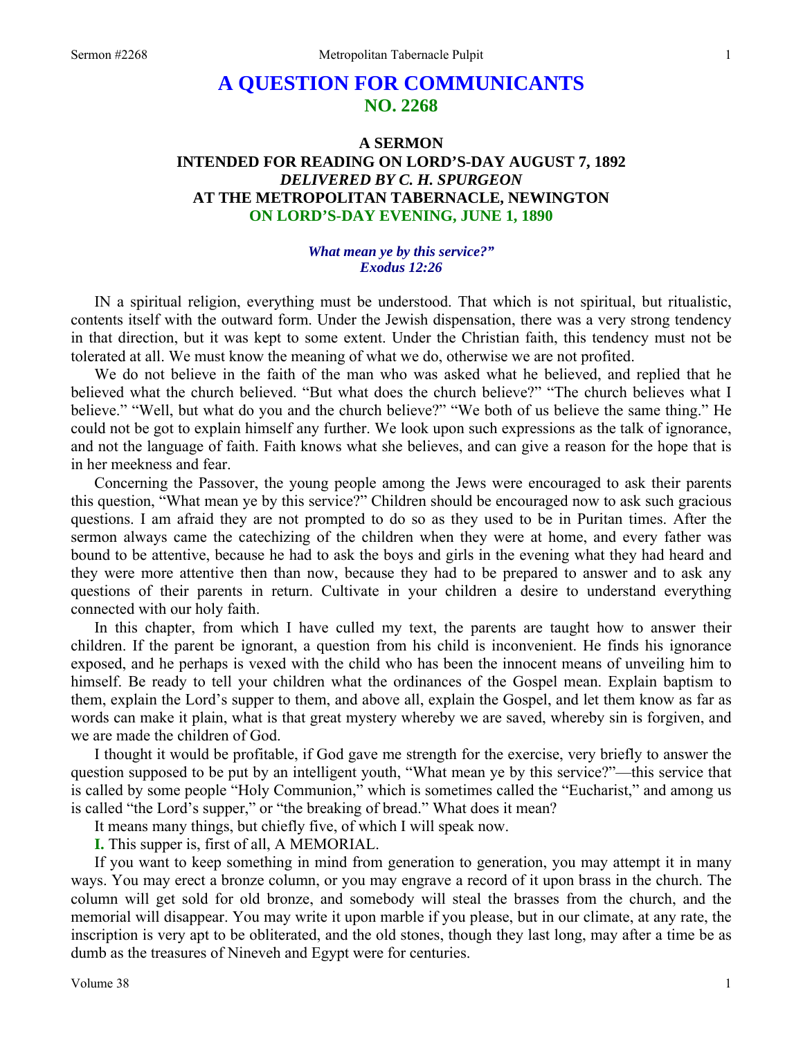# A QUESTION FOR COMMUNICANTS
## NO. 2268

### A SERMON
### INTENDED FOR READING ON LORD'S-DAY AUGUST 7, 1892
### *DELIVERED BY C. H. SPURGEON*
### AT THE METROPOLITAN TABERNACLE, NEWINGTON
### ON LORD'S-DAY EVENING, JUNE 1, 1890

***What mean ye by this service?"***
***Exodus 12:26***

IN a spiritual religion, everything must be understood. That which is not spiritual, but ritualistic, contents itself with the outward form. Under the Jewish dispensation, there was a very strong tendency in that direction, but it was kept to some extent. Under the Christian faith, this tendency must not be tolerated at all. We must know the meaning of what we do, otherwise we are not profited.

We do not believe in the faith of the man who was asked what he believed, and replied that he believed what the church believed. "But what does the church believe?" "The church believes what I believe." "Well, but what do you and the church believe?" "We both of us believe the same thing." He could not be got to explain himself any further. We look upon such expressions as the talk of ignorance, and not the language of faith. Faith knows what she believes, and can give a reason for the hope that is in her meekness and fear.

Concerning the Passover, the young people among the Jews were encouraged to ask their parents this question, "What mean ye by this service?" Children should be encouraged now to ask such gracious questions. I am afraid they are not prompted to do so as they used to be in Puritan times. After the sermon always came the catechizing of the children when they were at home, and every father was bound to be attentive, because he had to ask the boys and girls in the evening what they had heard and they were more attentive then than now, because they had to be prepared to answer and to ask any questions of their parents in return. Cultivate in your children a desire to understand everything connected with our holy faith.

In this chapter, from which I have culled my text, the parents are taught how to answer their children. If the parent be ignorant, a question from his child is inconvenient. He finds his ignorance exposed, and he perhaps is vexed with the child who has been the innocent means of unveiling him to himself. Be ready to tell your children what the ordinances of the Gospel mean. Explain baptism to them, explain the Lord's supper to them, and above all, explain the Gospel, and let them know as far as words can make it plain, what is that great mystery whereby we are saved, whereby sin is forgiven, and we are made the children of God.

I thought it would be profitable, if God gave me strength for the exercise, very briefly to answer the question supposed to be put by an intelligent youth, "What mean ye by this service?"—this service that is called by some people "Holy Communion," which is sometimes called the "Eucharist," and among us is called "the Lord's supper," or "the breaking of bread." What does it mean?

It means many things, but chiefly five, of which I will speak now.

**I.** This supper is, first of all, A MEMORIAL.

If you want to keep something in mind from generation to generation, you may attempt it in many ways. You may erect a bronze column, or you may engrave a record of it upon brass in the church. The column will get sold for old bronze, and somebody will steal the brasses from the church, and the memorial will disappear. You may write it upon marble if you please, but in our climate, at any rate, the inscription is very apt to be obliterated, and the old stones, though they last long, may after a time be as dumb as the treasures of Nineveh and Egypt were for centuries.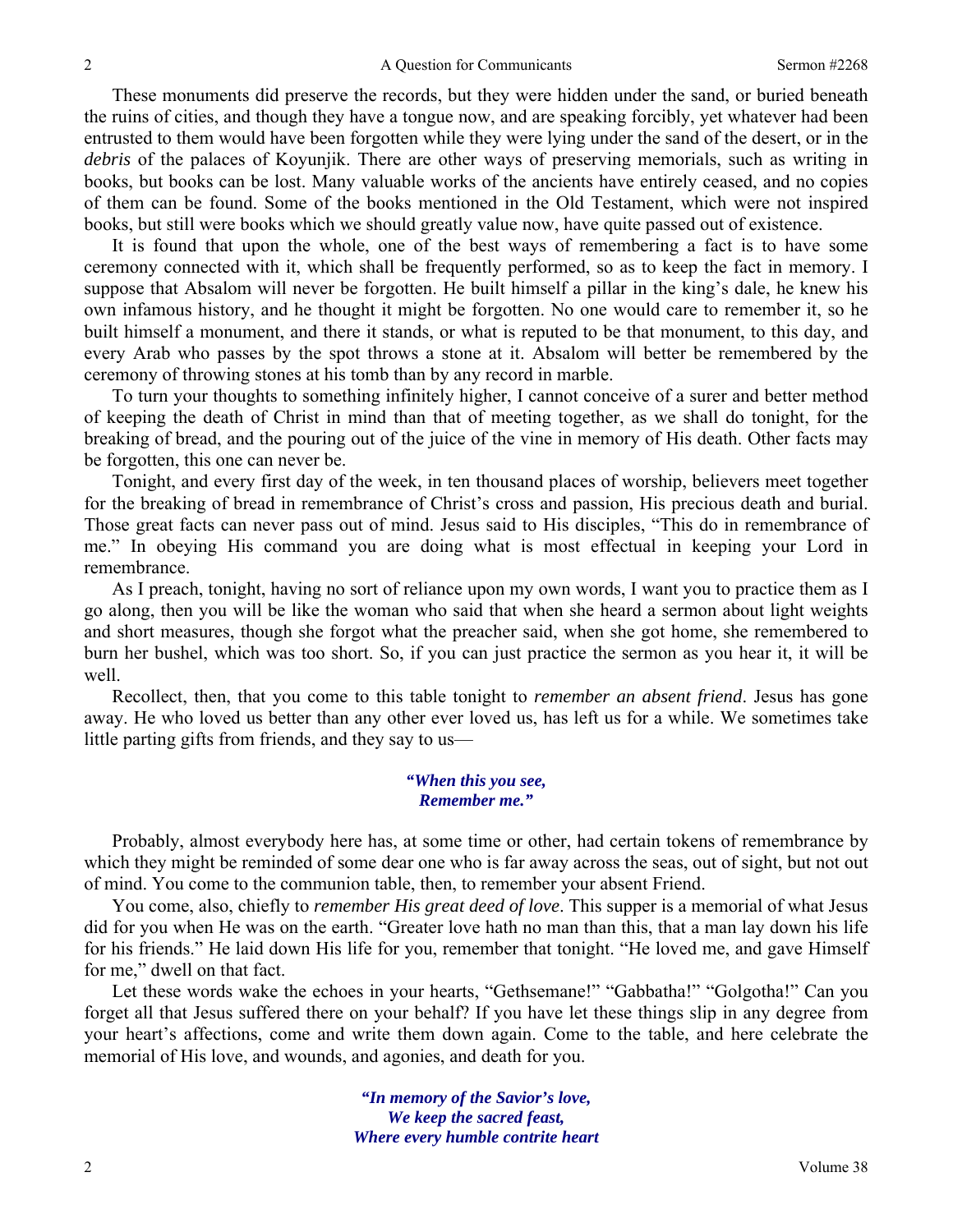These monuments did preserve the records, but they were hidden under the sand, or buried beneath the ruins of cities, and though they have a tongue now, and are speaking forcibly, yet whatever had been entrusted to them would have been forgotten while they were lying under the sand of the desert, or in the *debris* of the palaces of Koyunjik. There are other ways of preserving memorials, such as writing in books, but books can be lost. Many valuable works of the ancients have entirely ceased, and no copies of them can be found. Some of the books mentioned in the Old Testament, which were not inspired books, but still were books which we should greatly value now, have quite passed out of existence.

It is found that upon the whole, one of the best ways of remembering a fact is to have some ceremony connected with it, which shall be frequently performed, so as to keep the fact in memory. I suppose that Absalom will never be forgotten. He built himself a pillar in the king's dale, he knew his own infamous history, and he thought it might be forgotten. No one would care to remember it, so he built himself a monument, and there it stands, or what is reputed to be that monument, to this day, and every Arab who passes by the spot throws a stone at it. Absalom will better be remembered by the ceremony of throwing stones at his tomb than by any record in marble.

To turn your thoughts to something infinitely higher, I cannot conceive of a surer and better method of keeping the death of Christ in mind than that of meeting together, as we shall do tonight, for the breaking of bread, and the pouring out of the juice of the vine in memory of His death. Other facts may be forgotten, this one can never be.

Tonight, and every first day of the week, in ten thousand places of worship, believers meet together for the breaking of bread in remembrance of Christ's cross and passion, His precious death and burial. Those great facts can never pass out of mind. Jesus said to His disciples, "This do in remembrance of me." In obeying His command you are doing what is most effectual in keeping your Lord in remembrance.

As I preach, tonight, having no sort of reliance upon my own words, I want you to practice them as I go along, then you will be like the woman who said that when she heard a sermon about light weights and short measures, though she forgot what the preacher said, when she got home, she remembered to burn her bushel, which was too short. So, if you can just practice the sermon as you hear it, it will be well.

Recollect, then, that you come to this table tonight to *remember an absent friend*. Jesus has gone away. He who loved us better than any other ever loved us, has left us for a while. We sometimes take little parting gifts from friends, and they say to us—

> ***"When this you see,***
> ***Remember me."***

Probably, almost everybody here has, at some time or other, had certain tokens of remembrance by which they might be reminded of some dear one who is far away across the seas, out of sight, but not out of mind. You come to the communion table, then, to remember your absent Friend.

You come, also, chiefly to *remember His great deed of love*. This supper is a memorial of what Jesus did for you when He was on the earth. "Greater love hath no man than this, that a man lay down his life for his friends." He laid down His life for you, remember that tonight. "He loved me, and gave Himself for me," dwell on that fact.

Let these words wake the echoes in your hearts, "Gethsemane!" "Gabbatha!" "Golgotha!" Can you forget all that Jesus suffered there on your behalf? If you have let these things slip in any degree from your heart's affections, come and write them down again. Come to the table, and here celebrate the memorial of His love, and wounds, and agonies, and death for you.

> ***"In memory of the Savior's love,***
> ***We keep the sacred feast,***
> ***Where every humble contrite heart***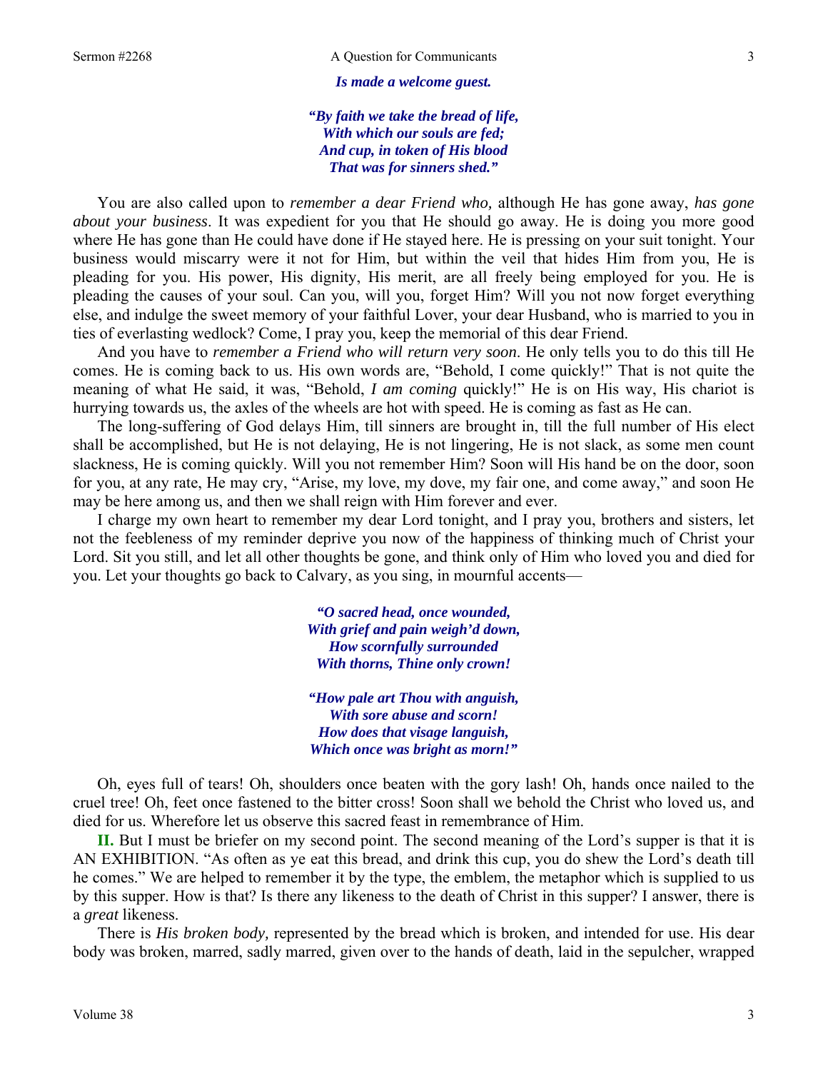***Is made a welcome guest.***

***"By faith we take the bread of life,***
***With which our souls are fed;***
***And cup, in token of His blood***
***That was for sinners shed."***

You are also called upon to *remember a dear Friend who,* although He has gone away, *has gone about your business*. It was expedient for you that He should go away. He is doing you more good where He has gone than He could have done if He stayed here. He is pressing on your suit tonight. Your business would miscarry were it not for Him, but within the veil that hides Him from you, He is pleading for you. His power, His dignity, His merit, are all freely being employed for you. He is pleading the causes of your soul. Can you, will you, forget Him? Will you not now forget everything else, and indulge the sweet memory of your faithful Lover, your dear Husband, who is married to you in ties of everlasting wedlock? Come, I pray you, keep the memorial of this dear Friend.

And you have to *remember a Friend who will return very soon*. He only tells you to do this till He comes. He is coming back to us. His own words are, "Behold, I come quickly!" That is not quite the meaning of what He said, it was, "Behold, *I am coming* quickly!" He is on His way, His chariot is hurrying towards us, the axles of the wheels are hot with speed. He is coming as fast as He can.

The long-suffering of God delays Him, till sinners are brought in, till the full number of His elect shall be accomplished, but He is not delaying, He is not lingering, He is not slack, as some men count slackness, He is coming quickly. Will you not remember Him? Soon will His hand be on the door, soon for you, at any rate, He may cry, "Arise, my love, my dove, my fair one, and come away," and soon He may be here among us, and then we shall reign with Him forever and ever.

I charge my own heart to remember my dear Lord tonight, and I pray you, brothers and sisters, let not the feebleness of my reminder deprive you now of the happiness of thinking much of Christ your Lord. Sit you still, and let all other thoughts be gone, and think only of Him who loved you and died for you. Let your thoughts go back to Calvary, as you sing, in mournful accents—

***"O sacred head, once wounded,***
***With grief and pain weigh'd down,***
***How scornfully surrounded***
***With thorns, Thine only crown!***

***"How pale art Thou with anguish,***
***With sore abuse and scorn!***
***How does that visage languish,***
***Which once was bright as morn!"***

Oh, eyes full of tears! Oh, shoulders once beaten with the gory lash! Oh, hands once nailed to the cruel tree! Oh, feet once fastened to the bitter cross! Soon shall we behold the Christ who loved us, and died for us. Wherefore let us observe this sacred feast in remembrance of Him.

**II.** But I must be briefer on my second point. The second meaning of the Lord's supper is that it is AN EXHIBITION. "As often as ye eat this bread, and drink this cup, you do shew the Lord's death till he comes." We are helped to remember it by the type, the emblem, the metaphor which is supplied to us by this supper. How is that? Is there any likeness to the death of Christ in this supper? I answer, there is a *great* likeness.

There is *His broken body,* represented by the bread which is broken, and intended for use. His dear body was broken, marred, sadly marred, given over to the hands of death, laid in the sepulcher, wrapped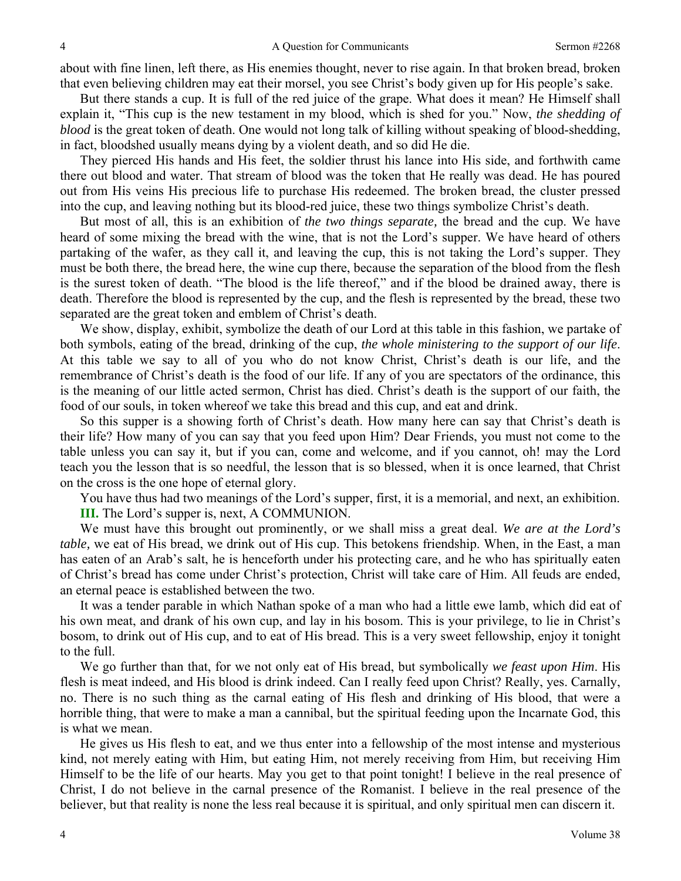about with fine linen, left there, as His enemies thought, never to rise again. In that broken bread, broken that even believing children may eat their morsel, you see Christ's body given up for His people's sake.

But there stands a cup. It is full of the red juice of the grape. What does it mean? He Himself shall explain it, "This cup is the new testament in my blood, which is shed for you." Now, *the shedding of blood* is the great token of death. One would not long talk of killing without speaking of blood-shedding, in fact, bloodshed usually means dying by a violent death, and so did He die.

They pierced His hands and His feet, the soldier thrust his lance into His side, and forthwith came there out blood and water. That stream of blood was the token that He really was dead. He has poured out from His veins His precious life to purchase His redeemed. The broken bread, the cluster pressed into the cup, and leaving nothing but its blood-red juice, these two things symbolize Christ's death.

But most of all, this is an exhibition of *the two things separate,* the bread and the cup. We have heard of some mixing the bread with the wine, that is not the Lord's supper. We have heard of others partaking of the wafer, as they call it, and leaving the cup, this is not taking the Lord's supper. They must be both there, the bread here, the wine cup there, because the separation of the blood from the flesh is the surest token of death. "The blood is the life thereof," and if the blood be drained away, there is death. Therefore the blood is represented by the cup, and the flesh is represented by the bread, these two separated are the great token and emblem of Christ's death.

We show, display, exhibit, symbolize the death of our Lord at this table in this fashion, we partake of both symbols, eating of the bread, drinking of the cup, *the whole ministering to the support of our life*. At this table we say to all of you who do not know Christ, Christ's death is our life, and the remembrance of Christ's death is the food of our life. If any of you are spectators of the ordinance, this is the meaning of our little acted sermon, Christ has died. Christ's death is the support of our faith, the food of our souls, in token whereof we take this bread and this cup, and eat and drink.

So this supper is a showing forth of Christ's death. How many here can say that Christ's death is their life? How many of you can say that you feed upon Him? Dear Friends, you must not come to the table unless you can say it, but if you can, come and welcome, and if you cannot, oh! may the Lord teach you the lesson that is so needful, the lesson that is so blessed, when it is once learned, that Christ on the cross is the one hope of eternal glory.

You have thus had two meanings of the Lord's supper, first, it is a memorial, and next, an exhibition.

**III.** The Lord's supper is, next, A COMMUNION.

We must have this brought out prominently, or we shall miss a great deal. *We are at the Lord's table,* we eat of His bread, we drink out of His cup. This betokens friendship. When, in the East, a man has eaten of an Arab's salt, he is henceforth under his protecting care, and he who has spiritually eaten of Christ's bread has come under Christ's protection, Christ will take care of Him. All feuds are ended, an eternal peace is established between the two.

It was a tender parable in which Nathan spoke of a man who had a little ewe lamb, which did eat of his own meat, and drank of his own cup, and lay in his bosom. This is your privilege, to lie in Christ's bosom, to drink out of His cup, and to eat of His bread. This is a very sweet fellowship, enjoy it tonight to the full.

We go further than that, for we not only eat of His bread, but symbolically *we feast upon Him*. His flesh is meat indeed, and His blood is drink indeed. Can I really feed upon Christ? Really, yes. Carnally, no. There is no such thing as the carnal eating of His flesh and drinking of His blood, that were a horrible thing, that were to make a man a cannibal, but the spiritual feeding upon the Incarnate God, this is what we mean.

He gives us His flesh to eat, and we thus enter into a fellowship of the most intense and mysterious kind, not merely eating with Him, but eating Him, not merely receiving from Him, but receiving Him Himself to be the life of our hearts. May you get to that point tonight! I believe in the real presence of Christ, I do not believe in the carnal presence of the Romanist. I believe in the real presence of the believer, but that reality is none the less real because it is spiritual, and only spiritual men can discern it.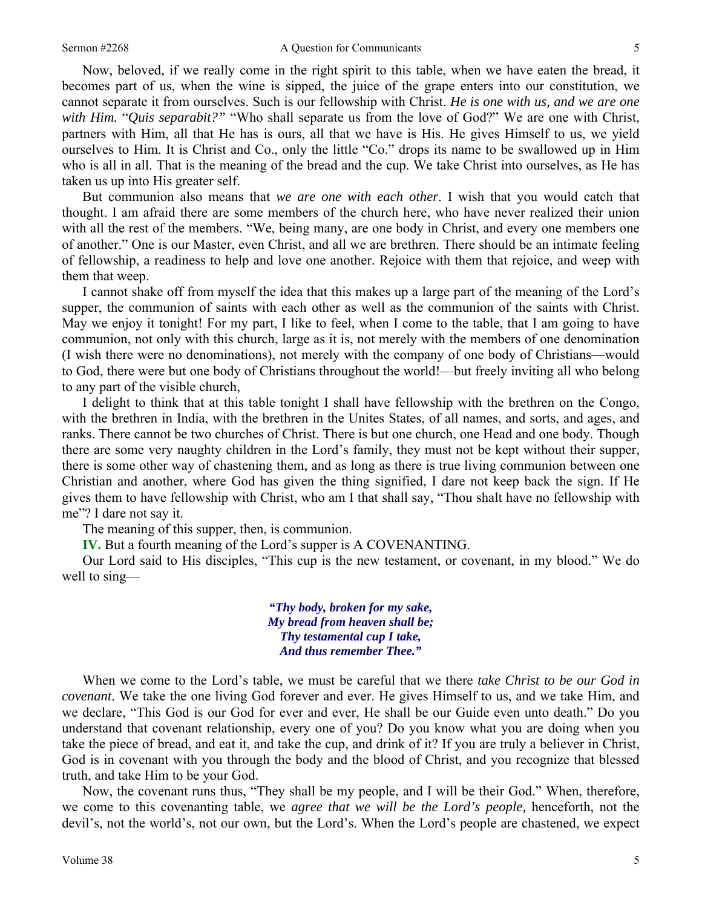Now, beloved, if we really come in the right spirit to this table, when we have eaten the bread, it becomes part of us, when the wine is sipped, the juice of the grape enters into our constitution, we cannot separate it from ourselves. Such is our fellowship with Christ. *He is one with us, and we are one with Him.* "*Quis separabit?"* "Who shall separate us from the love of God?" We are one with Christ, partners with Him, all that He has is ours, all that we have is His. He gives Himself to us, we yield ourselves to Him. It is Christ and Co., only the little "Co." drops its name to be swallowed up in Him who is all in all. That is the meaning of the bread and the cup. We take Christ into ourselves, as He has taken us up into His greater self.

But communion also means that *we are one with each other*. I wish that you would catch that thought. I am afraid there are some members of the church here, who have never realized their union with all the rest of the members. "We, being many, are one body in Christ, and every one members one of another." One is our Master, even Christ, and all we are brethren. There should be an intimate feeling of fellowship, a readiness to help and love one another. Rejoice with them that rejoice, and weep with them that weep.

I cannot shake off from myself the idea that this makes up a large part of the meaning of the Lord's supper, the communion of saints with each other as well as the communion of the saints with Christ. May we enjoy it tonight! For my part, I like to feel, when I come to the table, that I am going to have communion, not only with this church, large as it is, not merely with the members of one denomination (I wish there were no denominations), not merely with the company of one body of Christians—would to God, there were but one body of Christians throughout the world!—but freely inviting all who belong to any part of the visible church,

I delight to think that at this table tonight I shall have fellowship with the brethren on the Congo, with the brethren in India, with the brethren in the Unites States, of all names, and sorts, and ages, and ranks. There cannot be two churches of Christ. There is but one church, one Head and one body. Though there are some very naughty children in the Lord's family, they must not be kept without their supper, there is some other way of chastening them, and as long as there is true living communion between one Christian and another, where God has given the thing signified, I dare not keep back the sign. If He gives them to have fellowship with Christ, who am I that shall say, "Thou shalt have no fellowship with me"? I dare not say it.

The meaning of this supper, then, is communion.

**IV.** But a fourth meaning of the Lord's supper is A COVENANTING.

Our Lord said to His disciples, "This cup is the new testament, or covenant, in my blood." We do well to sing—

> ***"Thy body, broken for my sake,***
> ***My bread from heaven shall be;***
> ***Thy testamental cup I take,***
> ***And thus remember Thee."***

When we come to the Lord's table, we must be careful that we there *take Christ to be our God in covenant*. We take the one living God forever and ever. He gives Himself to us, and we take Him, and we declare, "This God is our God for ever and ever, He shall be our Guide even unto death." Do you understand that covenant relationship, every one of you? Do you know what you are doing when you take the piece of bread, and eat it, and take the cup, and drink of it? If you are truly a believer in Christ, God is in covenant with you through the body and the blood of Christ, and you recognize that blessed truth, and take Him to be your God.

Now, the covenant runs thus, "They shall be my people, and I will be their God." When, therefore, we come to this covenanting table, we *agree that we will be the Lord's people,* henceforth, not the devil's, not the world's, not our own, but the Lord's. When the Lord's people are chastened, we expect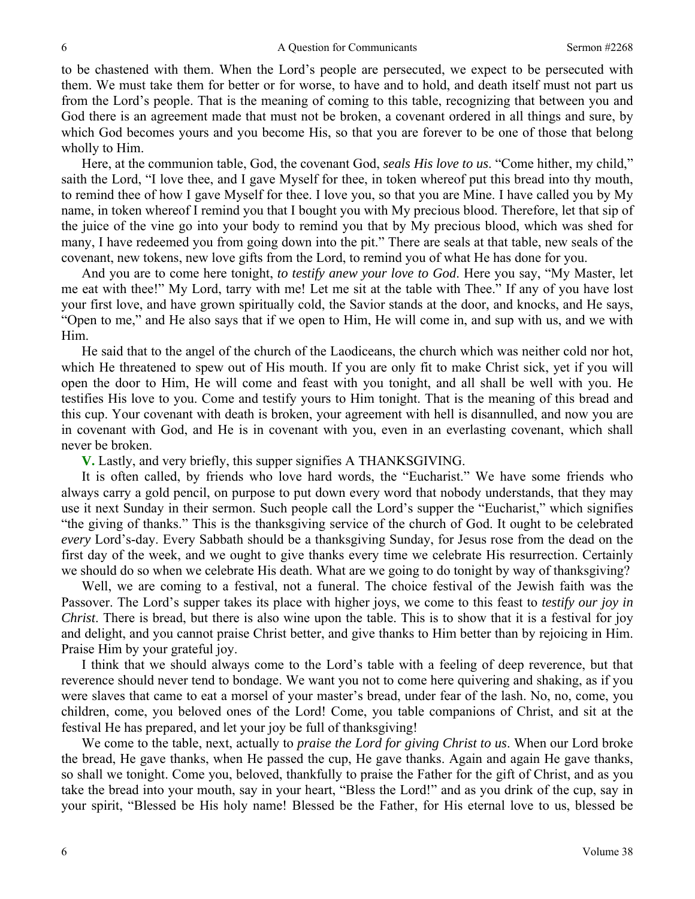to be chastened with them. When the Lord's people are persecuted, we expect to be persecuted with them. We must take them for better or for worse, to have and to hold, and death itself must not part us from the Lord's people. That is the meaning of coming to this table, recognizing that between you and God there is an agreement made that must not be broken, a covenant ordered in all things and sure, by which God becomes yours and you become His, so that you are forever to be one of those that belong wholly to Him.

Here, at the communion table, God, the covenant God, *seals His love to us*. "Come hither, my child," saith the Lord, "I love thee, and I gave Myself for thee, in token whereof put this bread into thy mouth, to remind thee of how I gave Myself for thee. I love you, so that you are Mine. I have called you by My name, in token whereof I remind you that I bought you with My precious blood. Therefore, let that sip of the juice of the vine go into your body to remind you that by My precious blood, which was shed for many, I have redeemed you from going down into the pit." There are seals at that table, new seals of the covenant, new tokens, new love gifts from the Lord, to remind you of what He has done for you.

And you are to come here tonight, *to testify anew your love to God*. Here you say, "My Master, let me eat with thee!" My Lord, tarry with me! Let me sit at the table with Thee." If any of you have lost your first love, and have grown spiritually cold, the Savior stands at the door, and knocks, and He says, "Open to me," and He also says that if we open to Him, He will come in, and sup with us, and we with Him.

He said that to the angel of the church of the Laodiceans, the church which was neither cold nor hot, which He threatened to spew out of His mouth. If you are only fit to make Christ sick, yet if you will open the door to Him, He will come and feast with you tonight, and all shall be well with you. He testifies His love to you. Come and testify yours to Him tonight. That is the meaning of this bread and this cup. Your covenant with death is broken, your agreement with hell is disannulled, and now you are in covenant with God, and He is in covenant with you, even in an everlasting covenant, which shall never be broken.

**V.** Lastly, and very briefly, this supper signifies A THANKSGIVING.

It is often called, by friends who love hard words, the "Eucharist." We have some friends who always carry a gold pencil, on purpose to put down every word that nobody understands, that they may use it next Sunday in their sermon. Such people call the Lord's supper the "Eucharist," which signifies "the giving of thanks." This is the thanksgiving service of the church of God. It ought to be celebrated *every* Lord's-day. Every Sabbath should be a thanksgiving Sunday, for Jesus rose from the dead on the first day of the week, and we ought to give thanks every time we celebrate His resurrection. Certainly we should do so when we celebrate His death. What are we going to do tonight by way of thanksgiving?

Well, we are coming to a festival, not a funeral. The choice festival of the Jewish faith was the Passover. The Lord's supper takes its place with higher joys, we come to this feast to *testify our joy in Christ*. There is bread, but there is also wine upon the table. This is to show that it is a festival for joy and delight, and you cannot praise Christ better, and give thanks to Him better than by rejoicing in Him. Praise Him by your grateful joy.

I think that we should always come to the Lord's table with a feeling of deep reverence, but that reverence should never tend to bondage. We want you not to come here quivering and shaking, as if you were slaves that came to eat a morsel of your master's bread, under fear of the lash. No, no, come, you children, come, you beloved ones of the Lord! Come, you table companions of Christ, and sit at the festival He has prepared, and let your joy be full of thanksgiving!

We come to the table, next, actually to *praise the Lord for giving Christ to us*. When our Lord broke the bread, He gave thanks, when He passed the cup, He gave thanks. Again and again He gave thanks, so shall we tonight. Come you, beloved, thankfully to praise the Father for the gift of Christ, and as you take the bread into your mouth, say in your heart, "Bless the Lord!" and as you drink of the cup, say in your spirit, "Blessed be His holy name! Blessed be the Father, for His eternal love to us, blessed be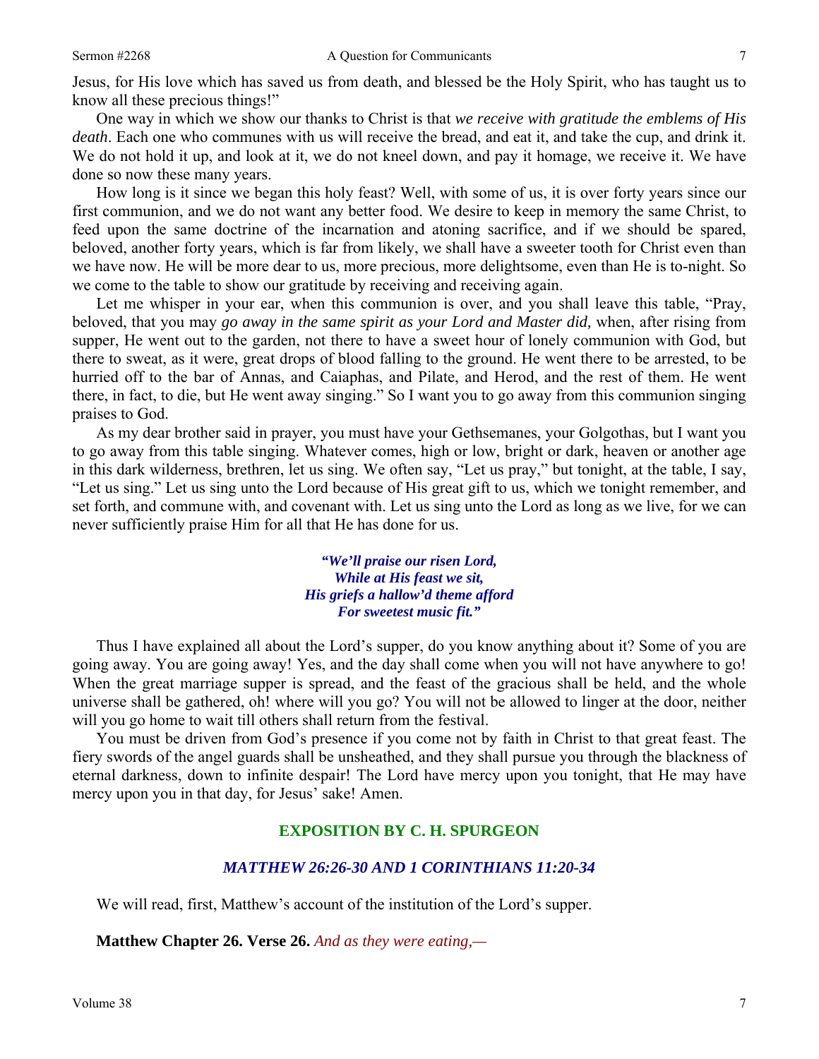Jesus, for His love which has saved us from death, and blessed be the Holy Spirit, who has taught us to know all these precious things!"

One way in which we show our thanks to Christ is that *we receive with gratitude the emblems of His death*. Each one who communes with us will receive the bread, and eat it, and take the cup, and drink it. We do not hold it up, and look at it, we do not kneel down, and pay it homage, we receive it. We have done so now these many years.

How long is it since we began this holy feast? Well, with some of us, it is over forty years since our first communion, and we do not want any better food. We desire to keep in memory the same Christ, to feed upon the same doctrine of the incarnation and atoning sacrifice, and if we should be spared, beloved, another forty years, which is far from likely, we shall have a sweeter tooth for Christ even than we have now. He will be more dear to us, more precious, more delightsome, even than He is to-night. So we come to the table to show our gratitude by receiving and receiving again.

Let me whisper in your ear, when this communion is over, and you shall leave this table, "Pray, beloved, that you may *go away in the same spirit as your Lord and Master did,* when, after rising from supper, He went out to the garden, not there to have a sweet hour of lonely communion with God, but there to sweat, as it were, great drops of blood falling to the ground. He went there to be arrested, to be hurried off to the bar of Annas, and Caiaphas, and Pilate, and Herod, and the rest of them. He went there, in fact, to die, but He went away singing." So I want you to go away from this communion singing praises to God.

As my dear brother said in prayer, you must have your Gethsemanes, your Golgothas, but I want you to go away from this table singing. Whatever comes, high or low, bright or dark, heaven or another age in this dark wilderness, brethren, let us sing. We often say, "Let us pray," but tonight, at the table, I say, "Let us sing." Let us sing unto the Lord because of His great gift to us, which we tonight remember, and set forth, and commune with, and covenant with. Let us sing unto the Lord as long as we live, for we can never sufficiently praise Him for all that He has done for us.

> ***"We'll praise our risen Lord,***
> ***While at His feast we sit,***
> ***His griefs a hallow'd theme afford***
> ***For sweetest music fit."***

Thus I have explained all about the Lord's supper, do you know anything about it? Some of you are going away. You are going away! Yes, and the day shall come when you will not have anywhere to go! When the great marriage supper is spread, and the feast of the gracious shall be held, and the whole universe shall be gathered, oh! where will you go? You will not be allowed to linger at the door, neither will you go home to wait till others shall return from the festival.

You must be driven from God's presence if you come not by faith in Christ to that great feast. The fiery swords of the angel guards shall be unsheathed, and they shall pursue you through the blackness of eternal darkness, down to infinite despair! The Lord have mercy upon you tonight, that He may have mercy upon you in that day, for Jesus' sake! Amen.

## EXPOSITION BY C. H. SPURGEON

### *MATTHEW 26:26-30 AND 1 CORINTHIANS 11:20-34*

We will read, first, Matthew's account of the institution of the Lord's supper.

**Matthew Chapter 26. Verse 26.** *And as they were eating,—*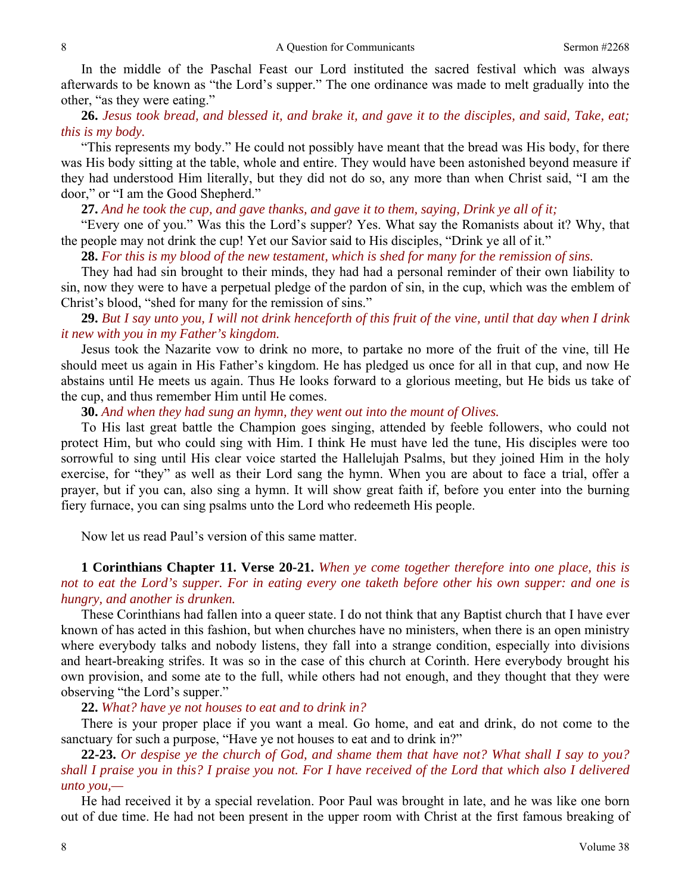In the middle of the Paschal Feast our Lord instituted the sacred festival which was always afterwards to be known as "the Lord's supper." The one ordinance was made to melt gradually into the other, "as they were eating."

**26.** *Jesus took bread, and blessed it, and brake it, and gave it to the disciples, and said, Take, eat; this is my body.*

"This represents my body." He could not possibly have meant that the bread was His body, for there was His body sitting at the table, whole and entire. They would have been astonished beyond measure if they had understood Him literally, but they did not do so, any more than when Christ said, "I am the door," or "I am the Good Shepherd."

**27.** *And he took the cup, and gave thanks, and gave it to them, saying, Drink ye all of it;*

"Every one of you." Was this the Lord's supper? Yes. What say the Romanists about it? Why, that the people may not drink the cup! Yet our Savior said to His disciples, "Drink ye all of it."

**28.** *For this is my blood of the new testament, which is shed for many for the remission of sins.*

They had had sin brought to their minds, they had had a personal reminder of their own liability to sin, now they were to have a perpetual pledge of the pardon of sin, in the cup, which was the emblem of Christ's blood, "shed for many for the remission of sins."

**29.** *But I say unto you, I will not drink henceforth of this fruit of the vine, until that day when I drink it new with you in my Father's kingdom.*

Jesus took the Nazarite vow to drink no more, to partake no more of the fruit of the vine, till He should meet us again in His Father's kingdom. He has pledged us once for all in that cup, and now He abstains until He meets us again. Thus He looks forward to a glorious meeting, but He bids us take of the cup, and thus remember Him until He comes.

**30.** *And when they had sung an hymn, they went out into the mount of Olives.*

To His last great battle the Champion goes singing, attended by feeble followers, who could not protect Him, but who could sing with Him. I think He must have led the tune, His disciples were too sorrowful to sing until His clear voice started the Hallelujah Psalms, but they joined Him in the holy exercise, for "they" as well as their Lord sang the hymn. When you are about to face a trial, offer a prayer, but if you can, also sing a hymn. It will show great faith if, before you enter into the burning fiery furnace, you can sing psalms unto the Lord who redeemeth His people.

Now let us read Paul's version of this same matter.

**1 Corinthians Chapter 11. Verse 20-21.** *When ye come together therefore into one place, this is not to eat the Lord's supper. For in eating every one taketh before other his own supper: and one is hungry, and another is drunken.*

These Corinthians had fallen into a queer state. I do not think that any Baptist church that I have ever known of has acted in this fashion, but when churches have no ministers, when there is an open ministry where everybody talks and nobody listens, they fall into a strange condition, especially into divisions and heart-breaking strifes. It was so in the case of this church at Corinth. Here everybody brought his own provision, and some ate to the full, while others had not enough, and they thought that they were observing "the Lord's supper."

**22.** *What? have ye not houses to eat and to drink in?*

There is your proper place if you want a meal. Go home, and eat and drink, do not come to the sanctuary for such a purpose, "Have ye not houses to eat and to drink in?"

**22-23.** *Or despise ye the church of God, and shame them that have not? What shall I say to you? shall I praise you in this? I praise you not. For I have received of the Lord that which also I delivered unto you,—*

He had received it by a special revelation. Poor Paul was brought in late, and he was like one born out of due time. He had not been present in the upper room with Christ at the first famous breaking of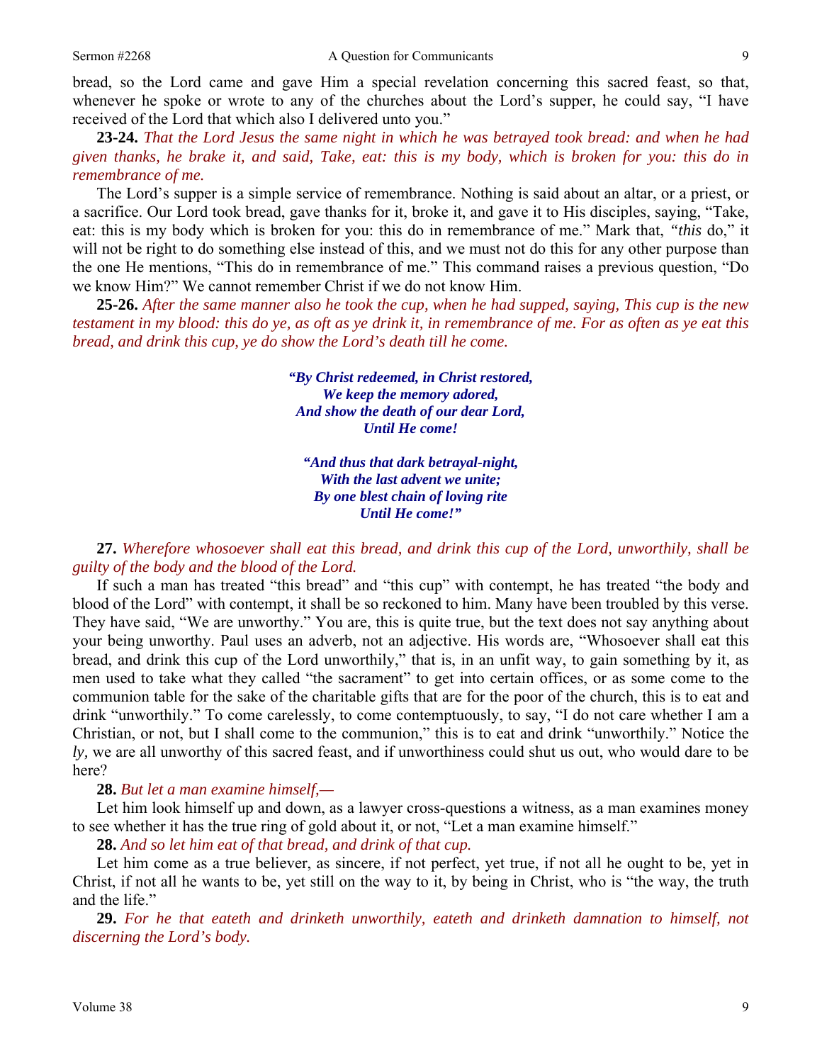bread, so the Lord came and gave Him a special revelation concerning this sacred feast, so that, whenever he spoke or wrote to any of the churches about the Lord's supper, he could say, "I have received of the Lord that which also I delivered unto you."

**23-24.** *That the Lord Jesus the same night in which he was betrayed took bread: and when he had given thanks, he brake it, and said, Take, eat: this is my body, which is broken for you: this do in remembrance of me.*

The Lord's supper is a simple service of remembrance. Nothing is said about an altar, or a priest, or a sacrifice. Our Lord took bread, gave thanks for it, broke it, and gave it to His disciples, saying, "Take, eat: this is my body which is broken for you: this do in remembrance of me." Mark that, "*this* do," it will not be right to do something else instead of this, and we must not do this for any other purpose than the one He mentions, "This do in remembrance of me." This command raises a previous question, "Do we know Him?" We cannot remember Christ if we do not know Him.

**25-26.** *After the same manner also he took the cup, when he had supped, saying, This cup is the new testament in my blood: this do ye, as oft as ye drink it, in remembrance of me. For as often as ye eat this bread, and drink this cup, ye do show the Lord's death till he come.*

> ***"By Christ redeemed, in Christ restored,***
> ***We keep the memory adored,***
> ***And show the death of our dear Lord,***
> ***Until He come!***
>
> ***"And thus that dark betrayal-night,***
> ***With the last advent we unite;***
> ***By one blest chain of loving rite***
> ***Until He come!"***

**27.** *Wherefore whosoever shall eat this bread, and drink this cup of the Lord, unworthily, shall be guilty of the body and the blood of the Lord.*

If such a man has treated "this bread" and "this cup" with contempt, he has treated "the body and blood of the Lord" with contempt, it shall be so reckoned to him. Many have been troubled by this verse. They have said, "We are unworthy." You are, this is quite true, but the text does not say anything about your being unworthy. Paul uses an adverb, not an adjective. His words are, "Whosoever shall eat this bread, and drink this cup of the Lord unworthily," that is, in an unfit way, to gain something by it, as men used to take what they called "the sacrament" to get into certain offices, or as some come to the communion table for the sake of the charitable gifts that are for the poor of the church, this is to eat and drink "unworthily." To come carelessly, to come contemptuously, to say, "I do not care whether I am a Christian, or not, but I shall come to the communion," this is to eat and drink "unworthily." Notice the *ly,* we are all unworthy of this sacred feast, and if unworthiness could shut us out, who would dare to be here?

**28.** *But let a man examine himself,—*

Let him look himself up and down, as a lawyer cross-questions a witness, as a man examines money to see whether it has the true ring of gold about it, or not, "Let a man examine himself."

**28.** *And so let him eat of that bread, and drink of that cup.*

Let him come as a true believer, as sincere, if not perfect, yet true, if not all he ought to be, yet in Christ, if not all he wants to be, yet still on the way to it, by being in Christ, who is "the way, the truth and the life."

**29.** *For he that eateth and drinketh unworthily, eateth and drinketh damnation to himself, not discerning the Lord's body.*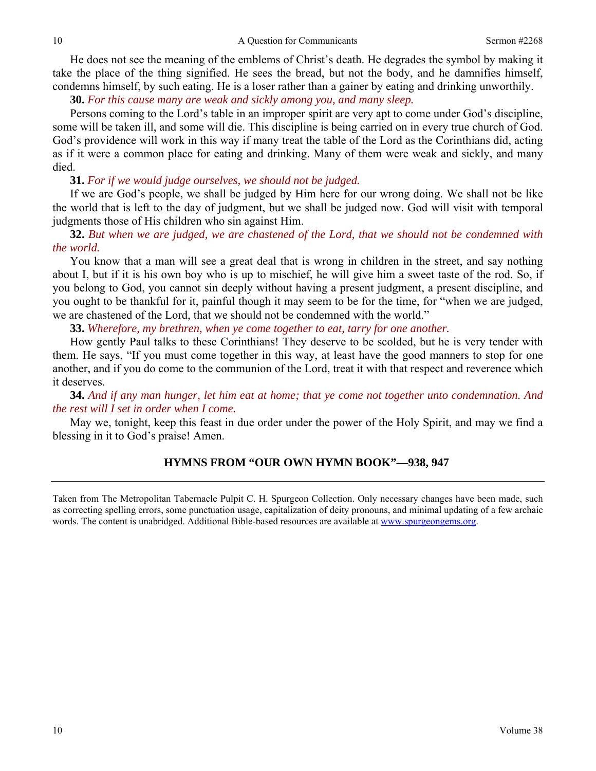He does not see the meaning of the emblems of Christ's death. He degrades the symbol by making it take the place of the thing signified. He sees the bread, but not the body, and he damnifies himself, condemns himself, by such eating. He is a loser rather than a gainer by eating and drinking unworthily.

**30.** *For this cause many are weak and sickly among you, and many sleep.*

Persons coming to the Lord's table in an improper spirit are very apt to come under God's discipline, some will be taken ill, and some will die. This discipline is being carried on in every true church of God. God's providence will work in this way if many treat the table of the Lord as the Corinthians did, acting as if it were a common place for eating and drinking. Many of them were weak and sickly, and many died.

**31.** *For if we would judge ourselves, we should not be judged.*

If we are God's people, we shall be judged by Him here for our wrong doing. We shall not be like the world that is left to the day of judgment, but we shall be judged now. God will visit with temporal judgments those of His children who sin against Him.

**32.** *But when we are judged, we are chastened of the Lord, that we should not be condemned with the world.*

You know that a man will see a great deal that is wrong in children in the street, and say nothing about I, but if it is his own boy who is up to mischief, he will give him a sweet taste of the rod. So, if you belong to God, you cannot sin deeply without having a present judgment, a present discipline, and you ought to be thankful for it, painful though it may seem to be for the time, for "when we are judged, we are chastened of the Lord, that we should not be condemned with the world."

**33.** *Wherefore, my brethren, when ye come together to eat, tarry for one another.*

How gently Paul talks to these Corinthians! They deserve to be scolded, but he is very tender with them. He says, "If you must come together in this way, at least have the good manners to stop for one another, and if you do come to the communion of the Lord, treat it with that respect and reverence which it deserves.

**34.** *And if any man hunger, let him eat at home; that ye come not together unto condemnation. And the rest will I set in order when I come.*

May we, tonight, keep this feast in due order under the power of the Holy Spirit, and may we find a blessing in it to God's praise! Amen.

## HYMNS FROM "OUR OWN HYMN BOOK"—938, 947

---

Taken from The Metropolitan Tabernacle Pulpit C. H. Spurgeon Collection. Only necessary changes have been made, such as correcting spelling errors, some punctuation usage, capitalization of deity pronouns, and minimal updating of a few archaic words. The content is unabridged. Additional Bible-based resources are available at www.spurgeongems.org.